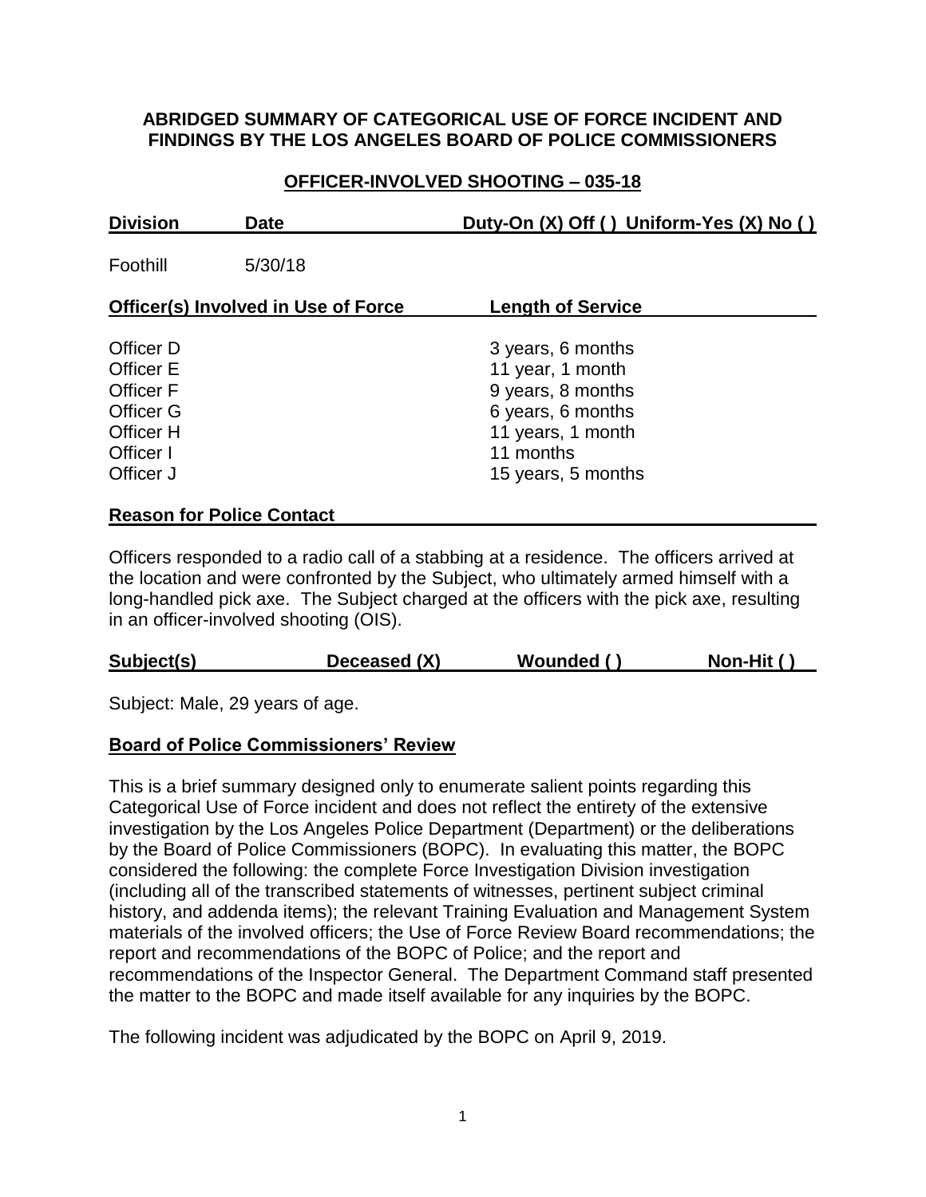# ABRIDGED SUMMARY OF CATEGORICAL USE OF FORCE INCIDENT AND FINDINGS BY THE LOS ANGELES BOARD OF POLICE COMMISSIONERS

## OFFICER-INVOLVED SHOOTING – 035-18

| Division | Date | Duty-On (X) Off ( ) Uniform-Yes (X) No ( ) |
|---|---|---|
| Foothill | 5/30/18 | |

| Officer(s) Involved in Use of Force | Length of Service |
|---|---|
| Officer D | 3 years, 6 months |
| Officer E | 11 year, 1 month |
| Officer F | 9 years, 8 months |
| Officer G | 6 years, 6 months |
| Officer H | 11 years, 1 month |
| Officer I | 11 months |
| Officer J | 15 years, 5 months |

**Reason for Police Contact**

Officers responded to a radio call of a stabbing at a residence. The officers arrived at the location and were confronted by the Subject, who ultimately armed himself with a long-handled pick axe. The Subject charged at the officers with the pick axe, resulting in an officer-involved shooting (OIS).

| Subject(s) | Deceased (X) | Wounded ( ) | Non-Hit ( ) |
|---|---|---|---|

Subject: Male, 29 years of age.

**Board of Police Commissioners' Review**

This is a brief summary designed only to enumerate salient points regarding this Categorical Use of Force incident and does not reflect the entirety of the extensive investigation by the Los Angeles Police Department (Department) or the deliberations by the Board of Police Commissioners (BOPC). In evaluating this matter, the BOPC considered the following: the complete Force Investigation Division investigation (including all of the transcribed statements of witnesses, pertinent subject criminal history, and addenda items); the relevant Training Evaluation and Management System materials of the involved officers; the Use of Force Review Board recommendations; the report and recommendations of the BOPC of Police; and the report and recommendations of the Inspector General. The Department Command staff presented the matter to the BOPC and made itself available for any inquiries by the BOPC.

The following incident was adjudicated by the BOPC on April 9, 2019.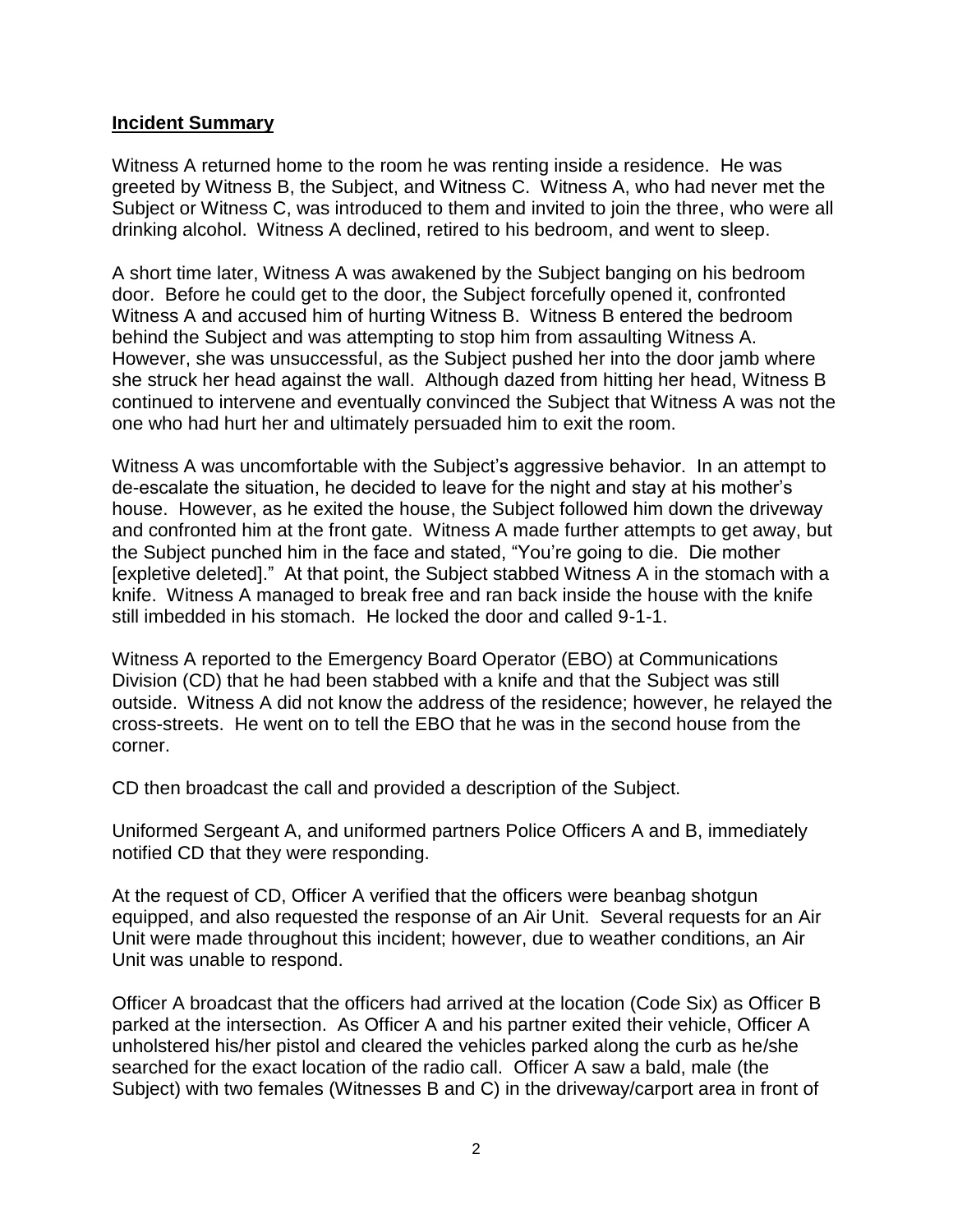## **Incident Summary**

Witness A returned home to the room he was renting inside a residence. He was greeted by Witness B, the Subject, and Witness C. Witness A, who had never met the Subject or Witness C, was introduced to them and invited to join the three, who were all drinking alcohol. Witness A declined, retired to his bedroom, and went to sleep.

A short time later, Witness A was awakened by the Subject banging on his bedroom door. Before he could get to the door, the Subject forcefully opened it, confronted Witness A and accused him of hurting Witness B. Witness B entered the bedroom behind the Subject and was attempting to stop him from assaulting Witness A. However, she was unsuccessful, as the Subject pushed her into the door jamb where she struck her head against the wall. Although dazed from hitting her head, Witness B continued to intervene and eventually convinced the Subject that Witness A was not the one who had hurt her and ultimately persuaded him to exit the room.

Witness A was uncomfortable with the Subject's aggressive behavior. In an attempt to de-escalate the situation, he decided to leave for the night and stay at his mother's house. However, as he exited the house, the Subject followed him down the driveway and confronted him at the front gate. Witness A made further attempts to get away, but the Subject punched him in the face and stated, "You're going to die. Die mother [expletive deleted]." At that point, the Subject stabbed Witness A in the stomach with a knife. Witness A managed to break free and ran back inside the house with the knife still imbedded in his stomach. He locked the door and called 9-1-1.

Witness A reported to the Emergency Board Operator (EBO) at Communications Division (CD) that he had been stabbed with a knife and that the Subject was still outside. Witness A did not know the address of the residence; however, he relayed the cross-streets. He went on to tell the EBO that he was in the second house from the corner.

CD then broadcast the call and provided a description of the Subject.

Uniformed Sergeant A, and uniformed partners Police Officers A and B, immediately notified CD that they were responding.

At the request of CD, Officer A verified that the officers were beanbag shotgun equipped, and also requested the response of an Air Unit. Several requests for an Air Unit were made throughout this incident; however, due to weather conditions, an Air Unit was unable to respond.

Officer A broadcast that the officers had arrived at the location (Code Six) as Officer B parked at the intersection. As Officer A and his partner exited their vehicle, Officer A unholstered his/her pistol and cleared the vehicles parked along the curb as he/she searched for the exact location of the radio call. Officer A saw a bald, male (the Subject) with two females (Witnesses B and C) in the driveway/carport area in front of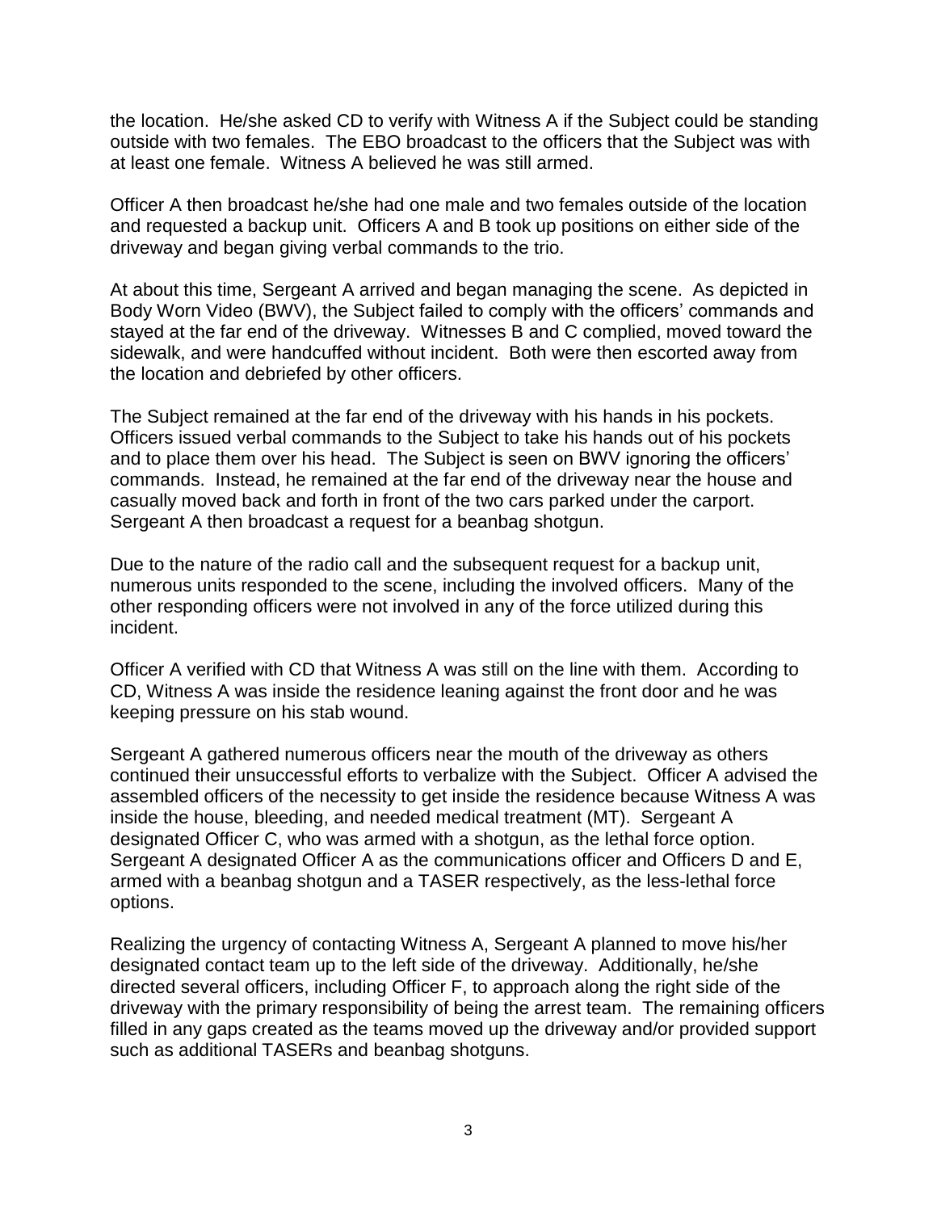the location. He/she asked CD to verify with Witness A if the Subject could be standing outside with two females. The EBO broadcast to the officers that the Subject was with at least one female. Witness A believed he was still armed.

Officer A then broadcast he/she had one male and two females outside of the location and requested a backup unit. Officers A and B took up positions on either side of the driveway and began giving verbal commands to the trio.

At about this time, Sergeant A arrived and began managing the scene. As depicted in Body Worn Video (BWV), the Subject failed to comply with the officers' commands and stayed at the far end of the driveway. Witnesses B and C complied, moved toward the sidewalk, and were handcuffed without incident. Both were then escorted away from the location and debriefed by other officers.

The Subject remained at the far end of the driveway with his hands in his pockets. Officers issued verbal commands to the Subject to take his hands out of his pockets and to place them over his head. The Subject is seen on BWV ignoring the officers' commands. Instead, he remained at the far end of the driveway near the house and casually moved back and forth in front of the two cars parked under the carport. Sergeant A then broadcast a request for a beanbag shotgun.

Due to the nature of the radio call and the subsequent request for a backup unit, numerous units responded to the scene, including the involved officers. Many of the other responding officers were not involved in any of the force utilized during this incident.

Officer A verified with CD that Witness A was still on the line with them. According to CD, Witness A was inside the residence leaning against the front door and he was keeping pressure on his stab wound.

Sergeant A gathered numerous officers near the mouth of the driveway as others continued their unsuccessful efforts to verbalize with the Subject. Officer A advised the assembled officers of the necessity to get inside the residence because Witness A was inside the house, bleeding, and needed medical treatment (MT). Sergeant A designated Officer C, who was armed with a shotgun, as the lethal force option. Sergeant A designated Officer A as the communications officer and Officers D and E, armed with a beanbag shotgun and a TASER respectively, as the less-lethal force options.

Realizing the urgency of contacting Witness A, Sergeant A planned to move his/her designated contact team up to the left side of the driveway. Additionally, he/she directed several officers, including Officer F, to approach along the right side of the driveway with the primary responsibility of being the arrest team. The remaining officers filled in any gaps created as the teams moved up the driveway and/or provided support such as additional TASERs and beanbag shotguns.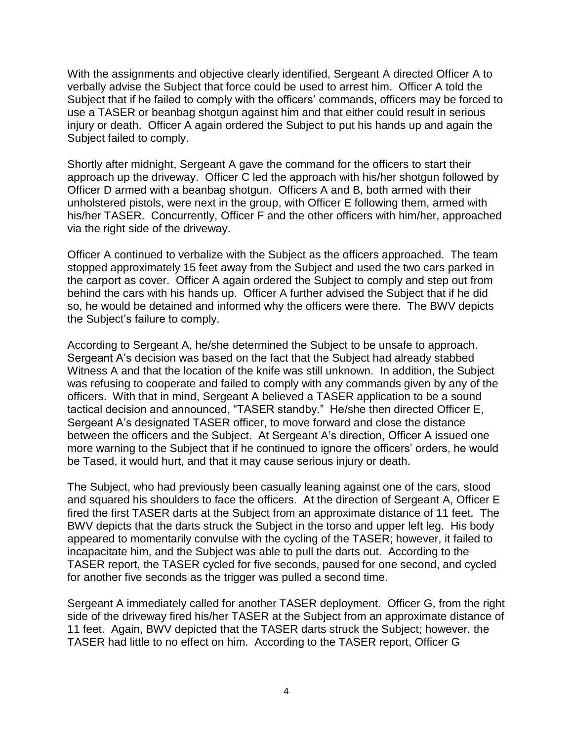With the assignments and objective clearly identified, Sergeant A directed Officer A to verbally advise the Subject that force could be used to arrest him. Officer A told the Subject that if he failed to comply with the officers' commands, officers may be forced to use a TASER or beanbag shotgun against him and that either could result in serious injury or death. Officer A again ordered the Subject to put his hands up and again the Subject failed to comply.

Shortly after midnight, Sergeant A gave the command for the officers to start their approach up the driveway. Officer C led the approach with his/her shotgun followed by Officer D armed with a beanbag shotgun. Officers A and B, both armed with their unholstered pistols, were next in the group, with Officer E following them, armed with his/her TASER. Concurrently, Officer F and the other officers with him/her, approached via the right side of the driveway.

Officer A continued to verbalize with the Subject as the officers approached. The team stopped approximately 15 feet away from the Subject and used the two cars parked in the carport as cover. Officer A again ordered the Subject to comply and step out from behind the cars with his hands up. Officer A further advised the Subject that if he did so, he would be detained and informed why the officers were there. The BWV depicts the Subject's failure to comply.

According to Sergeant A, he/she determined the Subject to be unsafe to approach. Sergeant A's decision was based on the fact that the Subject had already stabbed Witness A and that the location of the knife was still unknown. In addition, the Subject was refusing to cooperate and failed to comply with any commands given by any of the officers. With that in mind, Sergeant A believed a TASER application to be a sound tactical decision and announced, "TASER standby." He/she then directed Officer E, Sergeant A's designated TASER officer, to move forward and close the distance between the officers and the Subject. At Sergeant A's direction, Officer A issued one more warning to the Subject that if he continued to ignore the officers' orders, he would be Tased, it would hurt, and that it may cause serious injury or death.

The Subject, who had previously been casually leaning against one of the cars, stood and squared his shoulders to face the officers. At the direction of Sergeant A, Officer E fired the first TASER darts at the Subject from an approximate distance of 11 feet. The BWV depicts that the darts struck the Subject in the torso and upper left leg. His body appeared to momentarily convulse with the cycling of the TASER; however, it failed to incapacitate him, and the Subject was able to pull the darts out. According to the TASER report, the TASER cycled for five seconds, paused for one second, and cycled for another five seconds as the trigger was pulled a second time.

Sergeant A immediately called for another TASER deployment. Officer G, from the right side of the driveway fired his/her TASER at the Subject from an approximate distance of 11 feet. Again, BWV depicted that the TASER darts struck the Subject; however, the TASER had little to no effect on him. According to the TASER report, Officer G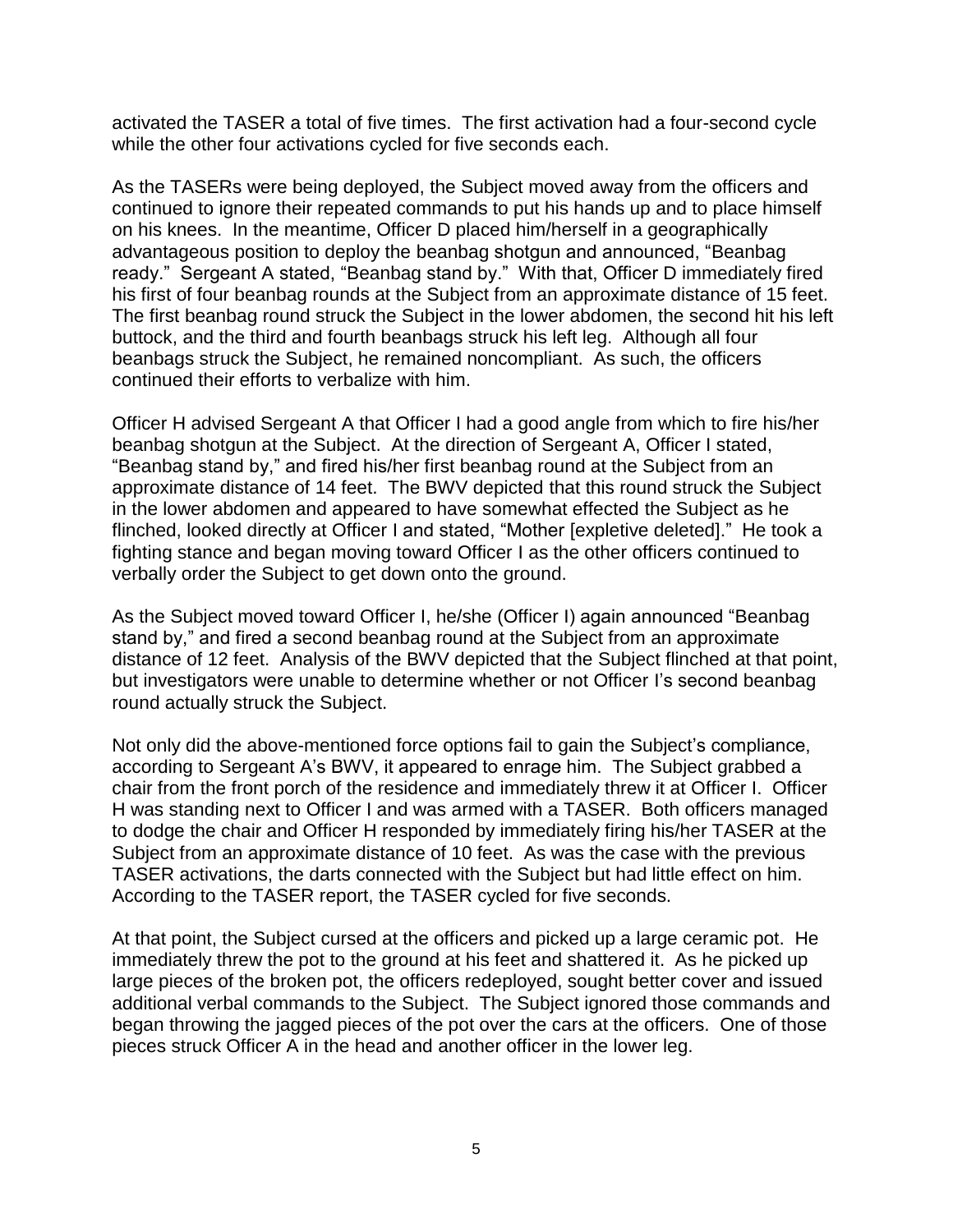activated the TASER a total of five times. The first activation had a four-second cycle while the other four activations cycled for five seconds each.

As the TASERs were being deployed, the Subject moved away from the officers and continued to ignore their repeated commands to put his hands up and to place himself on his knees. In the meantime, Officer D placed him/herself in a geographically advantageous position to deploy the beanbag shotgun and announced, "Beanbag ready." Sergeant A stated, "Beanbag stand by." With that, Officer D immediately fired his first of four beanbag rounds at the Subject from an approximate distance of 15 feet. The first beanbag round struck the Subject in the lower abdomen, the second hit his left buttock, and the third and fourth beanbags struck his left leg. Although all four beanbags struck the Subject, he remained noncompliant. As such, the officers continued their efforts to verbalize with him.

Officer H advised Sergeant A that Officer I had a good angle from which to fire his/her beanbag shotgun at the Subject. At the direction of Sergeant A, Officer I stated, "Beanbag stand by," and fired his/her first beanbag round at the Subject from an approximate distance of 14 feet. The BWV depicted that this round struck the Subject in the lower abdomen and appeared to have somewhat effected the Subject as he flinched, looked directly at Officer I and stated, "Mother [expletive deleted]." He took a fighting stance and began moving toward Officer I as the other officers continued to verbally order the Subject to get down onto the ground.

As the Subject moved toward Officer I, he/she (Officer I) again announced "Beanbag stand by," and fired a second beanbag round at the Subject from an approximate distance of 12 feet. Analysis of the BWV depicted that the Subject flinched at that point, but investigators were unable to determine whether or not Officer I's second beanbag round actually struck the Subject.

Not only did the above-mentioned force options fail to gain the Subject's compliance, according to Sergeant A's BWV, it appeared to enrage him. The Subject grabbed a chair from the front porch of the residence and immediately threw it at Officer I. Officer H was standing next to Officer I and was armed with a TASER. Both officers managed to dodge the chair and Officer H responded by immediately firing his/her TASER at the Subject from an approximate distance of 10 feet. As was the case with the previous TASER activations, the darts connected with the Subject but had little effect on him. According to the TASER report, the TASER cycled for five seconds.

At that point, the Subject cursed at the officers and picked up a large ceramic pot. He immediately threw the pot to the ground at his feet and shattered it. As he picked up large pieces of the broken pot, the officers redeployed, sought better cover and issued additional verbal commands to the Subject. The Subject ignored those commands and began throwing the jagged pieces of the pot over the cars at the officers. One of those pieces struck Officer A in the head and another officer in the lower leg.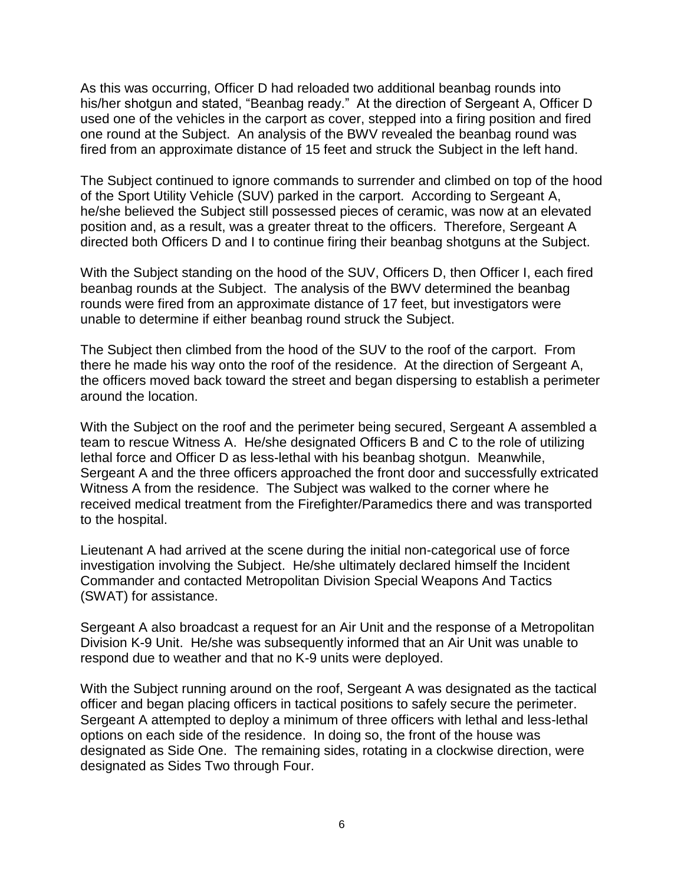As this was occurring, Officer D had reloaded two additional beanbag rounds into his/her shotgun and stated, "Beanbag ready." At the direction of Sergeant A, Officer D used one of the vehicles in the carport as cover, stepped into a firing position and fired one round at the Subject. An analysis of the BWV revealed the beanbag round was fired from an approximate distance of 15 feet and struck the Subject in the left hand.

The Subject continued to ignore commands to surrender and climbed on top of the hood of the Sport Utility Vehicle (SUV) parked in the carport. According to Sergeant A, he/she believed the Subject still possessed pieces of ceramic, was now at an elevated position and, as a result, was a greater threat to the officers. Therefore, Sergeant A directed both Officers D and I to continue firing their beanbag shotguns at the Subject.

With the Subject standing on the hood of the SUV, Officers D, then Officer I, each fired beanbag rounds at the Subject. The analysis of the BWV determined the beanbag rounds were fired from an approximate distance of 17 feet, but investigators were unable to determine if either beanbag round struck the Subject.

The Subject then climbed from the hood of the SUV to the roof of the carport. From there he made his way onto the roof of the residence. At the direction of Sergeant A, the officers moved back toward the street and began dispersing to establish a perimeter around the location.

With the Subject on the roof and the perimeter being secured, Sergeant A assembled a team to rescue Witness A. He/she designated Officers B and C to the role of utilizing lethal force and Officer D as less-lethal with his beanbag shotgun. Meanwhile, Sergeant A and the three officers approached the front door and successfully extricated Witness A from the residence. The Subject was walked to the corner where he received medical treatment from the Firefighter/Paramedics there and was transported to the hospital.

Lieutenant A had arrived at the scene during the initial non-categorical use of force investigation involving the Subject. He/she ultimately declared himself the Incident Commander and contacted Metropolitan Division Special Weapons And Tactics (SWAT) for assistance.

Sergeant A also broadcast a request for an Air Unit and the response of a Metropolitan Division K-9 Unit. He/she was subsequently informed that an Air Unit was unable to respond due to weather and that no K-9 units were deployed.

With the Subject running around on the roof, Sergeant A was designated as the tactical officer and began placing officers in tactical positions to safely secure the perimeter. Sergeant A attempted to deploy a minimum of three officers with lethal and less-lethal options on each side of the residence. In doing so, the front of the house was designated as Side One. The remaining sides, rotating in a clockwise direction, were designated as Sides Two through Four.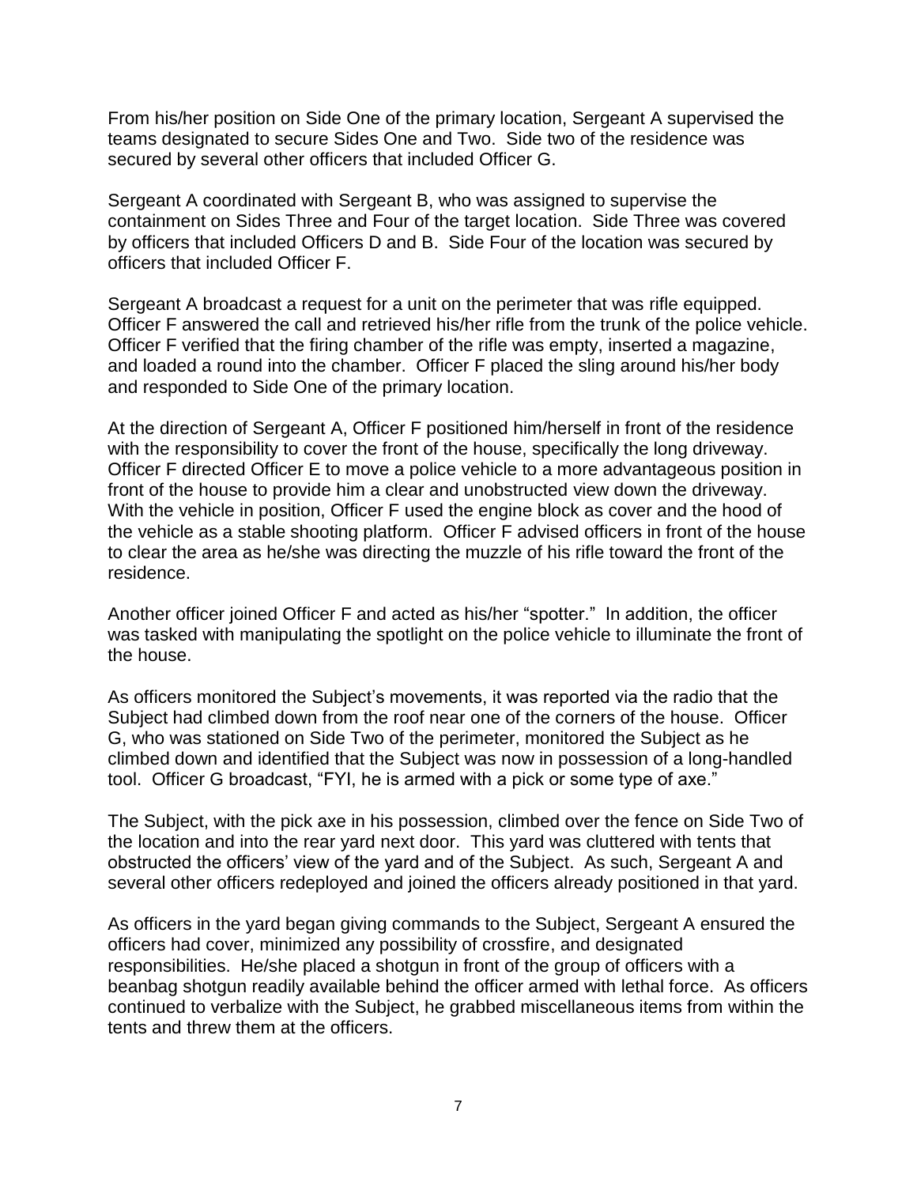From his/her position on Side One of the primary location, Sergeant A supervised the teams designated to secure Sides One and Two. Side two of the residence was secured by several other officers that included Officer G.

Sergeant A coordinated with Sergeant B, who was assigned to supervise the containment on Sides Three and Four of the target location. Side Three was covered by officers that included Officers D and B. Side Four of the location was secured by officers that included Officer F.

Sergeant A broadcast a request for a unit on the perimeter that was rifle equipped. Officer F answered the call and retrieved his/her rifle from the trunk of the police vehicle. Officer F verified that the firing chamber of the rifle was empty, inserted a magazine, and loaded a round into the chamber. Officer F placed the sling around his/her body and responded to Side One of the primary location.

At the direction of Sergeant A, Officer F positioned him/herself in front of the residence with the responsibility to cover the front of the house, specifically the long driveway. Officer F directed Officer E to move a police vehicle to a more advantageous position in front of the house to provide him a clear and unobstructed view down the driveway. With the vehicle in position, Officer F used the engine block as cover and the hood of the vehicle as a stable shooting platform. Officer F advised officers in front of the house to clear the area as he/she was directing the muzzle of his rifle toward the front of the residence.

Another officer joined Officer F and acted as his/her "spotter." In addition, the officer was tasked with manipulating the spotlight on the police vehicle to illuminate the front of the house.

As officers monitored the Subject's movements, it was reported via the radio that the Subject had climbed down from the roof near one of the corners of the house. Officer G, who was stationed on Side Two of the perimeter, monitored the Subject as he climbed down and identified that the Subject was now in possession of a long-handled tool. Officer G broadcast, "FYI, he is armed with a pick or some type of axe."

The Subject, with the pick axe in his possession, climbed over the fence on Side Two of the location and into the rear yard next door. This yard was cluttered with tents that obstructed the officers' view of the yard and of the Subject. As such, Sergeant A and several other officers redeployed and joined the officers already positioned in that yard.

As officers in the yard began giving commands to the Subject, Sergeant A ensured the officers had cover, minimized any possibility of crossfire, and designated responsibilities. He/she placed a shotgun in front of the group of officers with a beanbag shotgun readily available behind the officer armed with lethal force. As officers continued to verbalize with the Subject, he grabbed miscellaneous items from within the tents and threw them at the officers.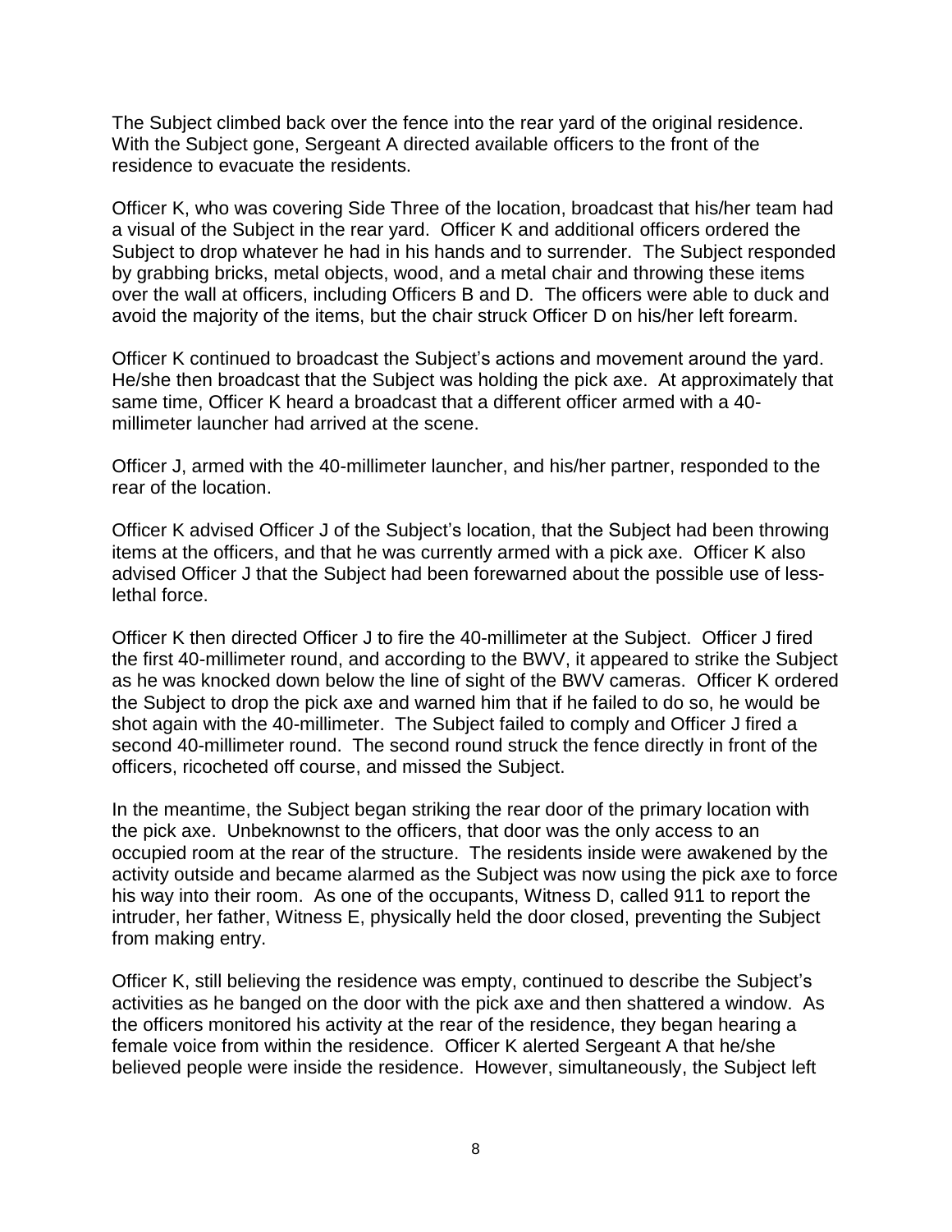The Subject climbed back over the fence into the rear yard of the original residence. With the Subject gone, Sergeant A directed available officers to the front of the residence to evacuate the residents.

Officer K, who was covering Side Three of the location, broadcast that his/her team had a visual of the Subject in the rear yard. Officer K and additional officers ordered the Subject to drop whatever he had in his hands and to surrender. The Subject responded by grabbing bricks, metal objects, wood, and a metal chair and throwing these items over the wall at officers, including Officers B and D. The officers were able to duck and avoid the majority of the items, but the chair struck Officer D on his/her left forearm.

Officer K continued to broadcast the Subject's actions and movement around the yard. He/she then broadcast that the Subject was holding the pick axe. At approximately that same time, Officer K heard a broadcast that a different officer armed with a 40-millimeter launcher had arrived at the scene.

Officer J, armed with the 40-millimeter launcher, and his/her partner, responded to the rear of the location.

Officer K advised Officer J of the Subject's location, that the Subject had been throwing items at the officers, and that he was currently armed with a pick axe. Officer K also advised Officer J that the Subject had been forewarned about the possible use of less-lethal force.

Officer K then directed Officer J to fire the 40-millimeter at the Subject. Officer J fired the first 40-millimeter round, and according to the BWV, it appeared to strike the Subject as he was knocked down below the line of sight of the BWV cameras. Officer K ordered the Subject to drop the pick axe and warned him that if he failed to do so, he would be shot again with the 40-millimeter. The Subject failed to comply and Officer J fired a second 40-millimeter round. The second round struck the fence directly in front of the officers, ricocheted off course, and missed the Subject.

In the meantime, the Subject began striking the rear door of the primary location with the pick axe. Unbeknownst to the officers, that door was the only access to an occupied room at the rear of the structure. The residents inside were awakened by the activity outside and became alarmed as the Subject was now using the pick axe to force his way into their room. As one of the occupants, Witness D, called 911 to report the intruder, her father, Witness E, physically held the door closed, preventing the Subject from making entry.

Officer K, still believing the residence was empty, continued to describe the Subject's activities as he banged on the door with the pick axe and then shattered a window. As the officers monitored his activity at the rear of the residence, they began hearing a female voice from within the residence. Officer K alerted Sergeant A that he/she believed people were inside the residence. However, simultaneously, the Subject left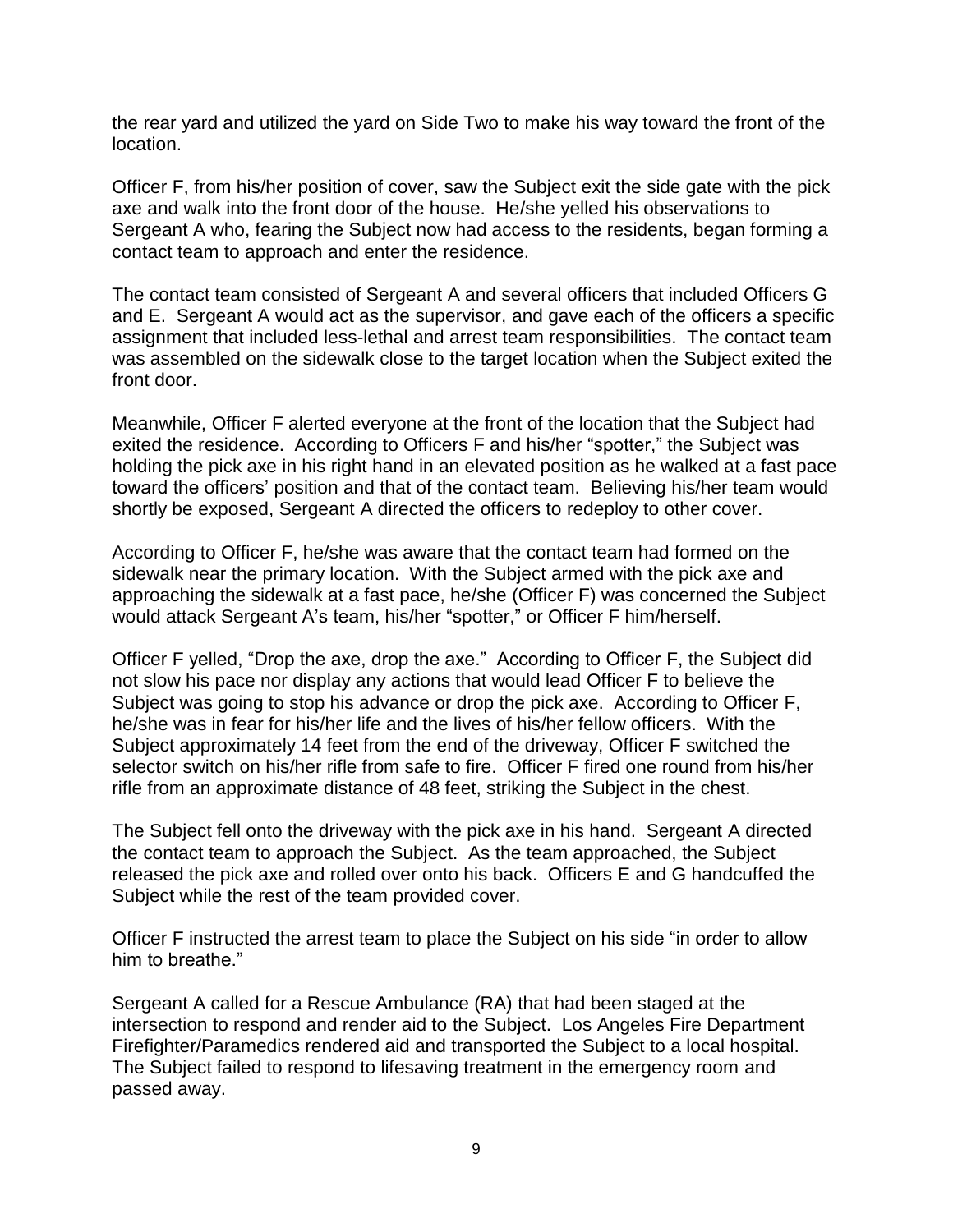the rear yard and utilized the yard on Side Two to make his way toward the front of the location.

Officer F, from his/her position of cover, saw the Subject exit the side gate with the pick axe and walk into the front door of the house. He/she yelled his observations to Sergeant A who, fearing the Subject now had access to the residents, began forming a contact team to approach and enter the residence.

The contact team consisted of Sergeant A and several officers that included Officers G and E. Sergeant A would act as the supervisor, and gave each of the officers a specific assignment that included less-lethal and arrest team responsibilities. The contact team was assembled on the sidewalk close to the target location when the Subject exited the front door.

Meanwhile, Officer F alerted everyone at the front of the location that the Subject had exited the residence. According to Officers F and his/her "spotter," the Subject was holding the pick axe in his right hand in an elevated position as he walked at a fast pace toward the officers' position and that of the contact team. Believing his/her team would shortly be exposed, Sergeant A directed the officers to redeploy to other cover.

According to Officer F, he/she was aware that the contact team had formed on the sidewalk near the primary location. With the Subject armed with the pick axe and approaching the sidewalk at a fast pace, he/she (Officer F) was concerned the Subject would attack Sergeant A's team, his/her "spotter," or Officer F him/herself.

Officer F yelled, "Drop the axe, drop the axe." According to Officer F, the Subject did not slow his pace nor display any actions that would lead Officer F to believe the Subject was going to stop his advance or drop the pick axe. According to Officer F, he/she was in fear for his/her life and the lives of his/her fellow officers. With the Subject approximately 14 feet from the end of the driveway, Officer F switched the selector switch on his/her rifle from safe to fire. Officer F fired one round from his/her rifle from an approximate distance of 48 feet, striking the Subject in the chest.

The Subject fell onto the driveway with the pick axe in his hand. Sergeant A directed the contact team to approach the Subject. As the team approached, the Subject released the pick axe and rolled over onto his back. Officers E and G handcuffed the Subject while the rest of the team provided cover.

Officer F instructed the arrest team to place the Subject on his side "in order to allow him to breathe."

Sergeant A called for a Rescue Ambulance (RA) that had been staged at the intersection to respond and render aid to the Subject. Los Angeles Fire Department Firefighter/Paramedics rendered aid and transported the Subject to a local hospital. The Subject failed to respond to lifesaving treatment in the emergency room and passed away.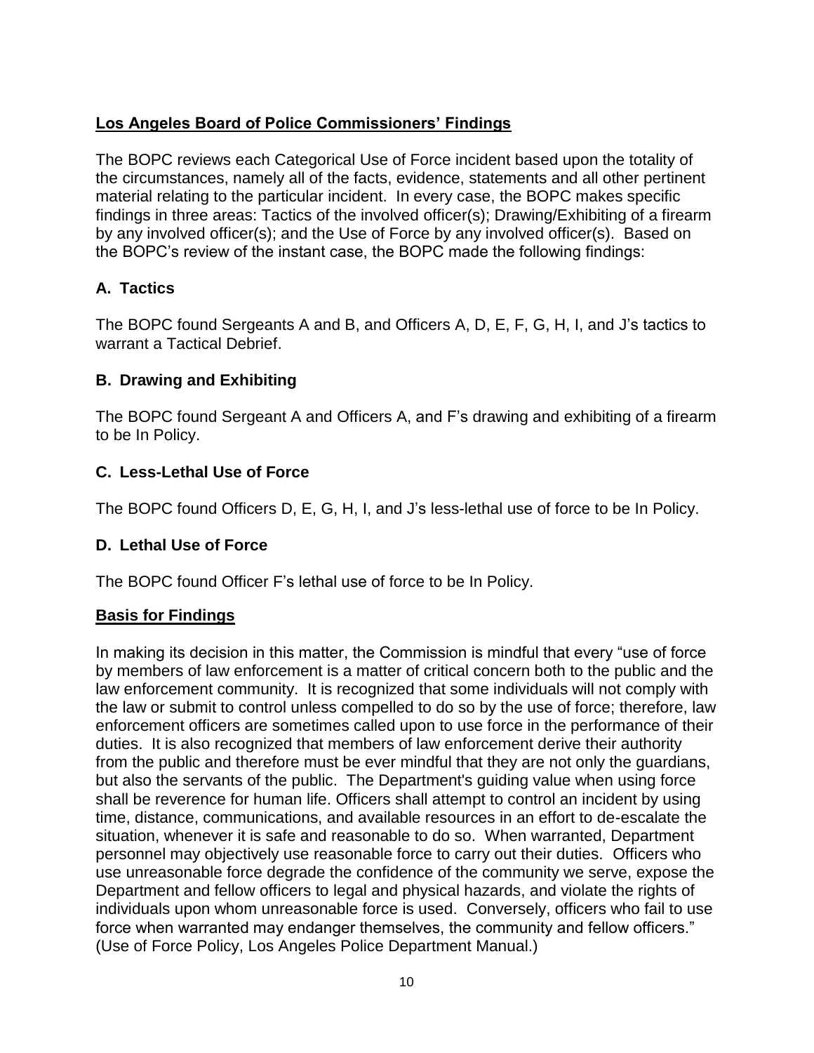## Los Angeles Board of Police Commissioners' Findings

The BOPC reviews each Categorical Use of Force incident based upon the totality of the circumstances, namely all of the facts, evidence, statements and all other pertinent material relating to the particular incident. In every case, the BOPC makes specific findings in three areas: Tactics of the involved officer(s); Drawing/Exhibiting of a firearm by any involved officer(s); and the Use of Force by any involved officer(s). Based on the BOPC's review of the instant case, the BOPC made the following findings:

### A. Tactics

The BOPC found Sergeants A and B, and Officers A, D, E, F, G, H, I, and J's tactics to warrant a Tactical Debrief.

### B. Drawing and Exhibiting

The BOPC found Sergeant A and Officers A, and F's drawing and exhibiting of a firearm to be In Policy.

### C. Less-Lethal Use of Force

The BOPC found Officers D, E, G, H, I, and J's less-lethal use of force to be In Policy.

### D. Lethal Use of Force

The BOPC found Officer F's lethal use of force to be In Policy.

## Basis for Findings

In making its decision in this matter, the Commission is mindful that every "use of force by members of law enforcement is a matter of critical concern both to the public and the law enforcement community. It is recognized that some individuals will not comply with the law or submit to control unless compelled to do so by the use of force; therefore, law enforcement officers are sometimes called upon to use force in the performance of their duties. It is also recognized that members of law enforcement derive their authority from the public and therefore must be ever mindful that they are not only the guardians, but also the servants of the public. The Department's guiding value when using force shall be reverence for human life. Officers shall attempt to control an incident by using time, distance, communications, and available resources in an effort to de-escalate the situation, whenever it is safe and reasonable to do so. When warranted, Department personnel may objectively use reasonable force to carry out their duties. Officers who use unreasonable force degrade the confidence of the community we serve, expose the Department and fellow officers to legal and physical hazards, and violate the rights of individuals upon whom unreasonable force is used. Conversely, officers who fail to use force when warranted may endanger themselves, the community and fellow officers." (Use of Force Policy, Los Angeles Police Department Manual.)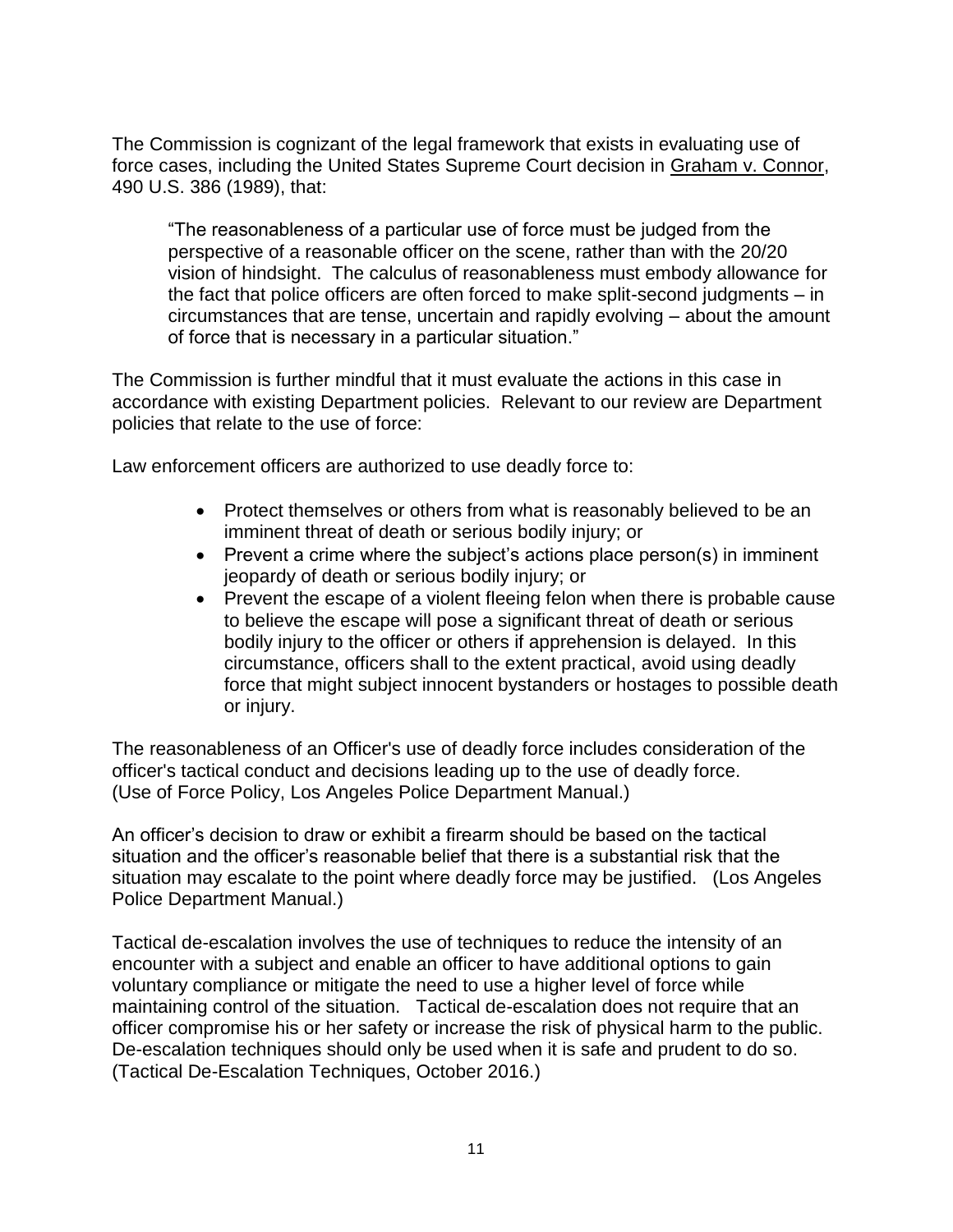The Commission is cognizant of the legal framework that exists in evaluating use of force cases, including the United States Supreme Court decision in Graham v. Connor, 490 U.S. 386 (1989), that:

> "The reasonableness of a particular use of force must be judged from the perspective of a reasonable officer on the scene, rather than with the 20/20 vision of hindsight. The calculus of reasonableness must embody allowance for the fact that police officers are often forced to make split-second judgments – in circumstances that are tense, uncertain and rapidly evolving – about the amount of force that is necessary in a particular situation."

The Commission is further mindful that it must evaluate the actions in this case in accordance with existing Department policies. Relevant to our review are Department policies that relate to the use of force:

Law enforcement officers are authorized to use deadly force to:

- Protect themselves or others from what is reasonably believed to be an imminent threat of death or serious bodily injury; or
- Prevent a crime where the subject's actions place person(s) in imminent jeopardy of death or serious bodily injury; or
- Prevent the escape of a violent fleeing felon when there is probable cause to believe the escape will pose a significant threat of death or serious bodily injury to the officer or others if apprehension is delayed. In this circumstance, officers shall to the extent practical, avoid using deadly force that might subject innocent bystanders or hostages to possible death or injury.

The reasonableness of an Officer's use of deadly force includes consideration of the officer's tactical conduct and decisions leading up to the use of deadly force. (Use of Force Policy, Los Angeles Police Department Manual.)

An officer's decision to draw or exhibit a firearm should be based on the tactical situation and the officer's reasonable belief that there is a substantial risk that the situation may escalate to the point where deadly force may be justified. (Los Angeles Police Department Manual.)

Tactical de-escalation involves the use of techniques to reduce the intensity of an encounter with a subject and enable an officer to have additional options to gain voluntary compliance or mitigate the need to use a higher level of force while maintaining control of the situation. Tactical de-escalation does not require that an officer compromise his or her safety or increase the risk of physical harm to the public. De-escalation techniques should only be used when it is safe and prudent to do so. (Tactical De-Escalation Techniques, October 2016.)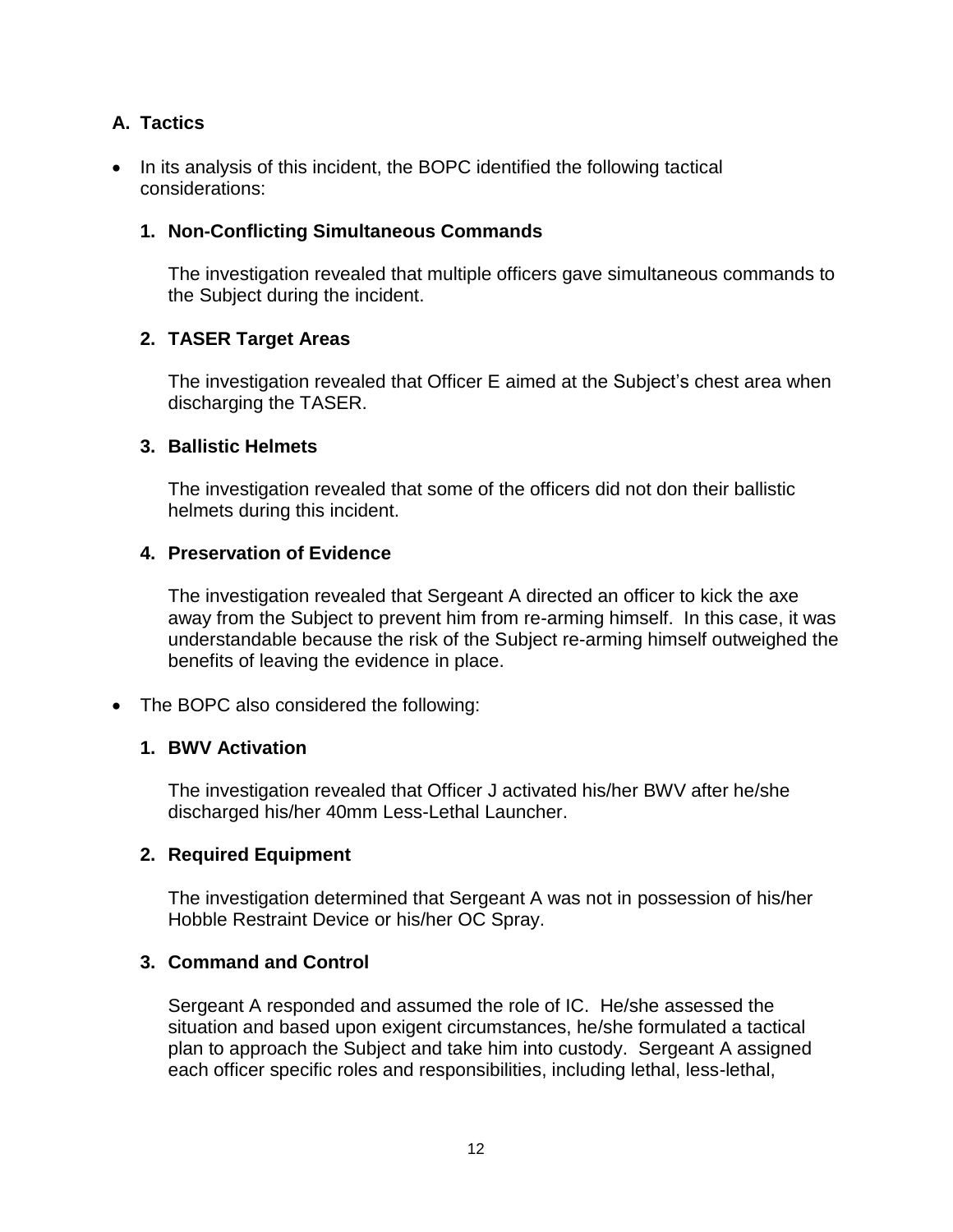## A. Tactics

- In its analysis of this incident, the BOPC identified the following tactical considerations:

  **1. Non-Conflicting Simultaneous Commands**

  The investigation revealed that multiple officers gave simultaneous commands to the Subject during the incident.

  **2. TASER Target Areas**

  The investigation revealed that Officer E aimed at the Subject's chest area when discharging the TASER.

  **3. Ballistic Helmets**

  The investigation revealed that some of the officers did not don their ballistic helmets during this incident.

  **4. Preservation of Evidence**

  The investigation revealed that Sergeant A directed an officer to kick the axe away from the Subject to prevent him from re-arming himself. In this case, it was understandable because the risk of the Subject re-arming himself outweighed the benefits of leaving the evidence in place.

- The BOPC also considered the following:

  **1. BWV Activation**

  The investigation revealed that Officer J activated his/her BWV after he/she discharged his/her 40mm Less-Lethal Launcher.

  **2. Required Equipment**

  The investigation determined that Sergeant A was not in possession of his/her Hobble Restraint Device or his/her OC Spray.

  **3. Command and Control**

  Sergeant A responded and assumed the role of IC. He/she assessed the situation and based upon exigent circumstances, he/she formulated a tactical plan to approach the Subject and take him into custody. Sergeant A assigned each officer specific roles and responsibilities, including lethal, less-lethal,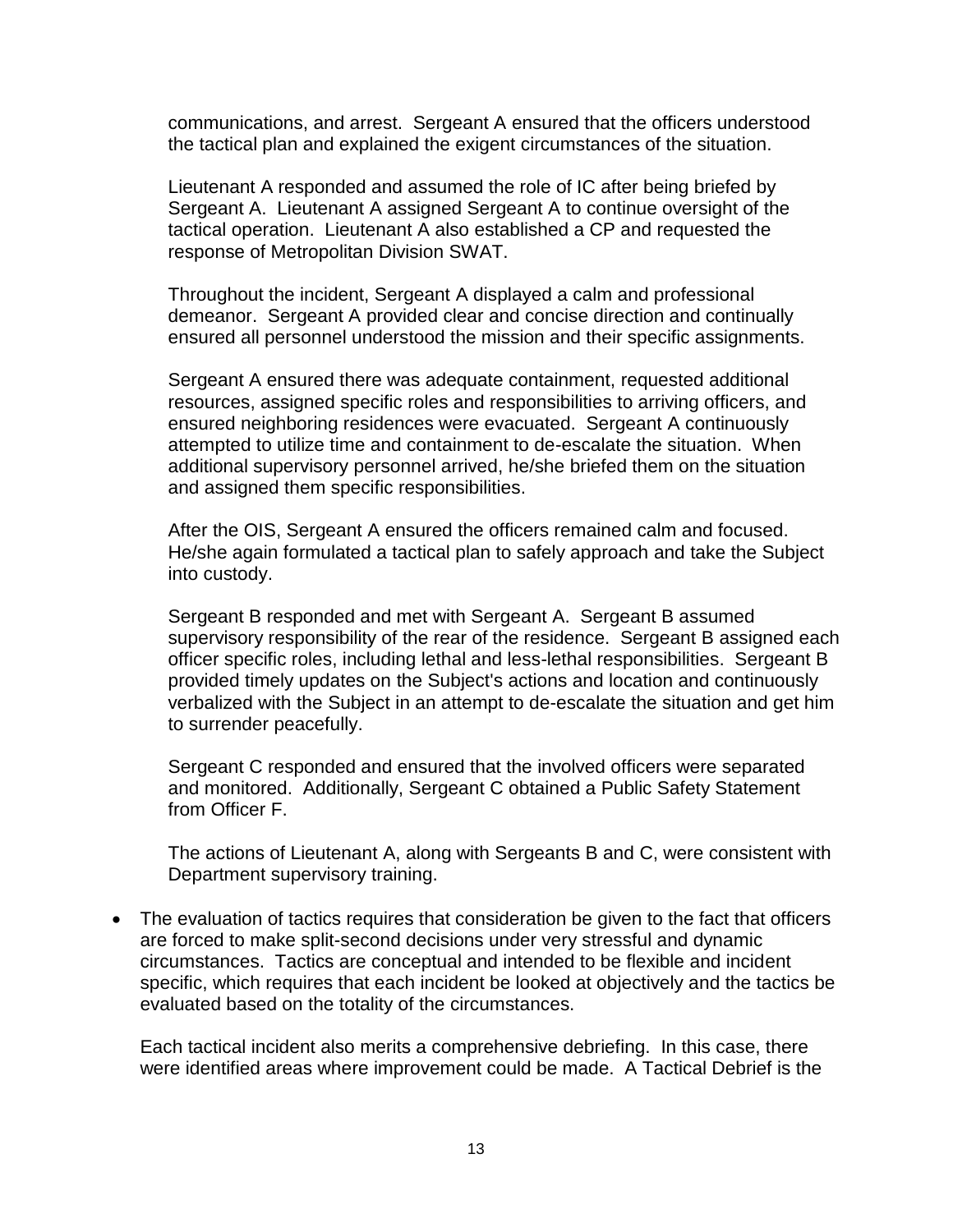communications, and arrest. Sergeant A ensured that the officers understood the tactical plan and explained the exigent circumstances of the situation.

Lieutenant A responded and assumed the role of IC after being briefed by Sergeant A. Lieutenant A assigned Sergeant A to continue oversight of the tactical operation. Lieutenant A also established a CP and requested the response of Metropolitan Division SWAT.

Throughout the incident, Sergeant A displayed a calm and professional demeanor. Sergeant A provided clear and concise direction and continually ensured all personnel understood the mission and their specific assignments.

Sergeant A ensured there was adequate containment, requested additional resources, assigned specific roles and responsibilities to arriving officers, and ensured neighboring residences were evacuated. Sergeant A continuously attempted to utilize time and containment to de-escalate the situation. When additional supervisory personnel arrived, he/she briefed them on the situation and assigned them specific responsibilities.

After the OIS, Sergeant A ensured the officers remained calm and focused. He/she again formulated a tactical plan to safely approach and take the Subject into custody.

Sergeant B responded and met with Sergeant A. Sergeant B assumed supervisory responsibility of the rear of the residence. Sergeant B assigned each officer specific roles, including lethal and less-lethal responsibilities. Sergeant B provided timely updates on the Subject's actions and location and continuously verbalized with the Subject in an attempt to de-escalate the situation and get him to surrender peacefully.

Sergeant C responded and ensured that the involved officers were separated and monitored. Additionally, Sergeant C obtained a Public Safety Statement from Officer F.

The actions of Lieutenant A, along with Sergeants B and C, were consistent with Department supervisory training.

- The evaluation of tactics requires that consideration be given to the fact that officers are forced to make split-second decisions under very stressful and dynamic circumstances. Tactics are conceptual and intended to be flexible and incident specific, which requires that each incident be looked at objectively and the tactics be evaluated based on the totality of the circumstances.

  Each tactical incident also merits a comprehensive debriefing. In this case, there were identified areas where improvement could be made. A Tactical Debrief is the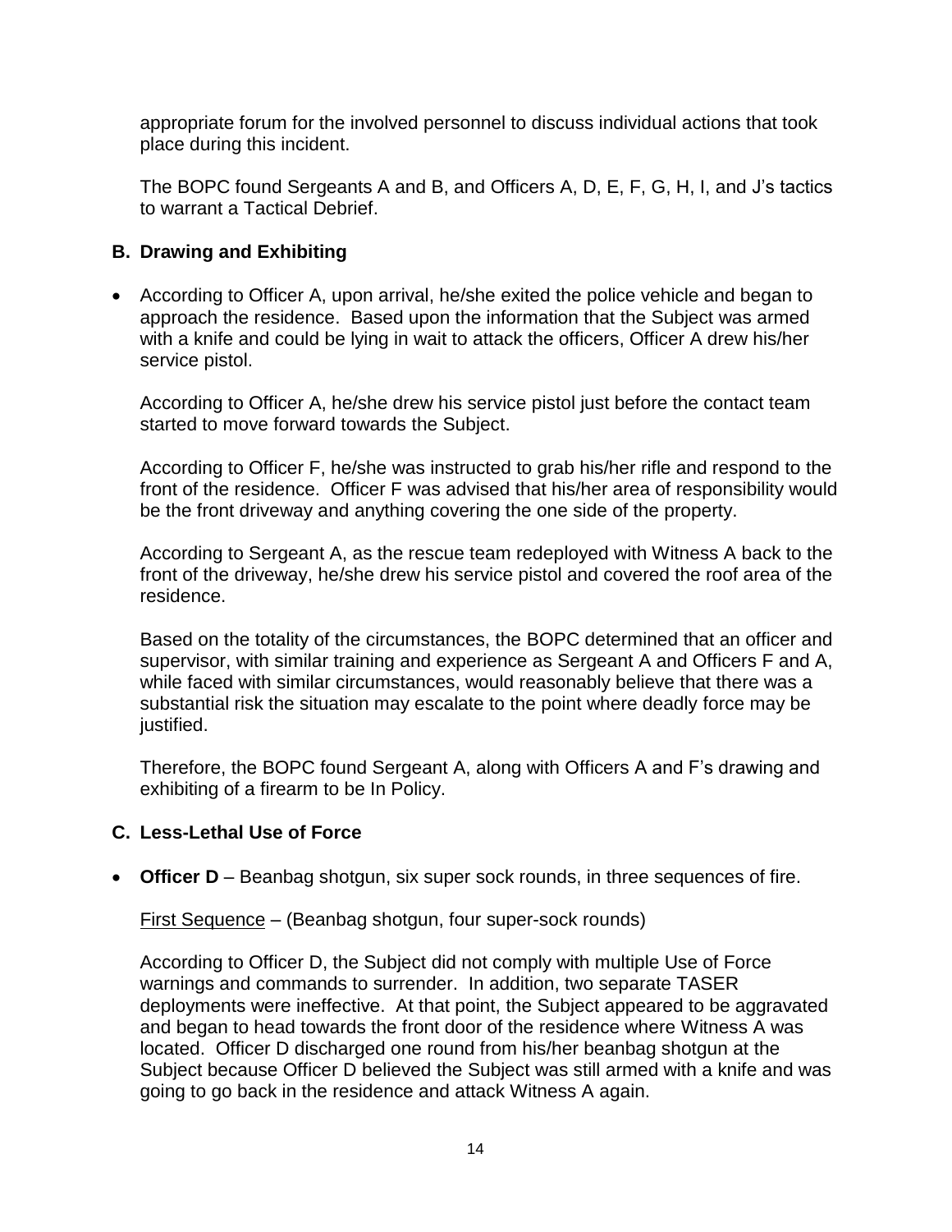appropriate forum for the involved personnel to discuss individual actions that took place during this incident.

The BOPC found Sergeants A and B, and Officers A, D, E, F, G, H, I, and J's tactics to warrant a Tactical Debrief.

### B. Drawing and Exhibiting

- According to Officer A, upon arrival, he/she exited the police vehicle and began to approach the residence. Based upon the information that the Subject was armed with a knife and could be lying in wait to attack the officers, Officer A drew his/her service pistol.

  According to Officer A, he/she drew his service pistol just before the contact team started to move forward towards the Subject.

  According to Officer F, he/she was instructed to grab his/her rifle and respond to the front of the residence. Officer F was advised that his/her area of responsibility would be the front driveway and anything covering the one side of the property.

  According to Sergeant A, as the rescue team redeployed with Witness A back to the front of the driveway, he/she drew his service pistol and covered the roof area of the residence.

  Based on the totality of the circumstances, the BOPC determined that an officer and supervisor, with similar training and experience as Sergeant A and Officers F and A, while faced with similar circumstances, would reasonably believe that there was a substantial risk the situation may escalate to the point where deadly force may be justified.

  Therefore, the BOPC found Sergeant A, along with Officers A and F's drawing and exhibiting of a firearm to be In Policy.

### C. Less-Lethal Use of Force

- **Officer D** – Beanbag shotgun, six super sock rounds, in three sequences of fire.

  First Sequence – (Beanbag shotgun, four super-sock rounds)

  According to Officer D, the Subject did not comply with multiple Use of Force warnings and commands to surrender. In addition, two separate TASER deployments were ineffective. At that point, the Subject appeared to be aggravated and began to head towards the front door of the residence where Witness A was located. Officer D discharged one round from his/her beanbag shotgun at the Subject because Officer D believed the Subject was still armed with a knife and was going to go back in the residence and attack Witness A again.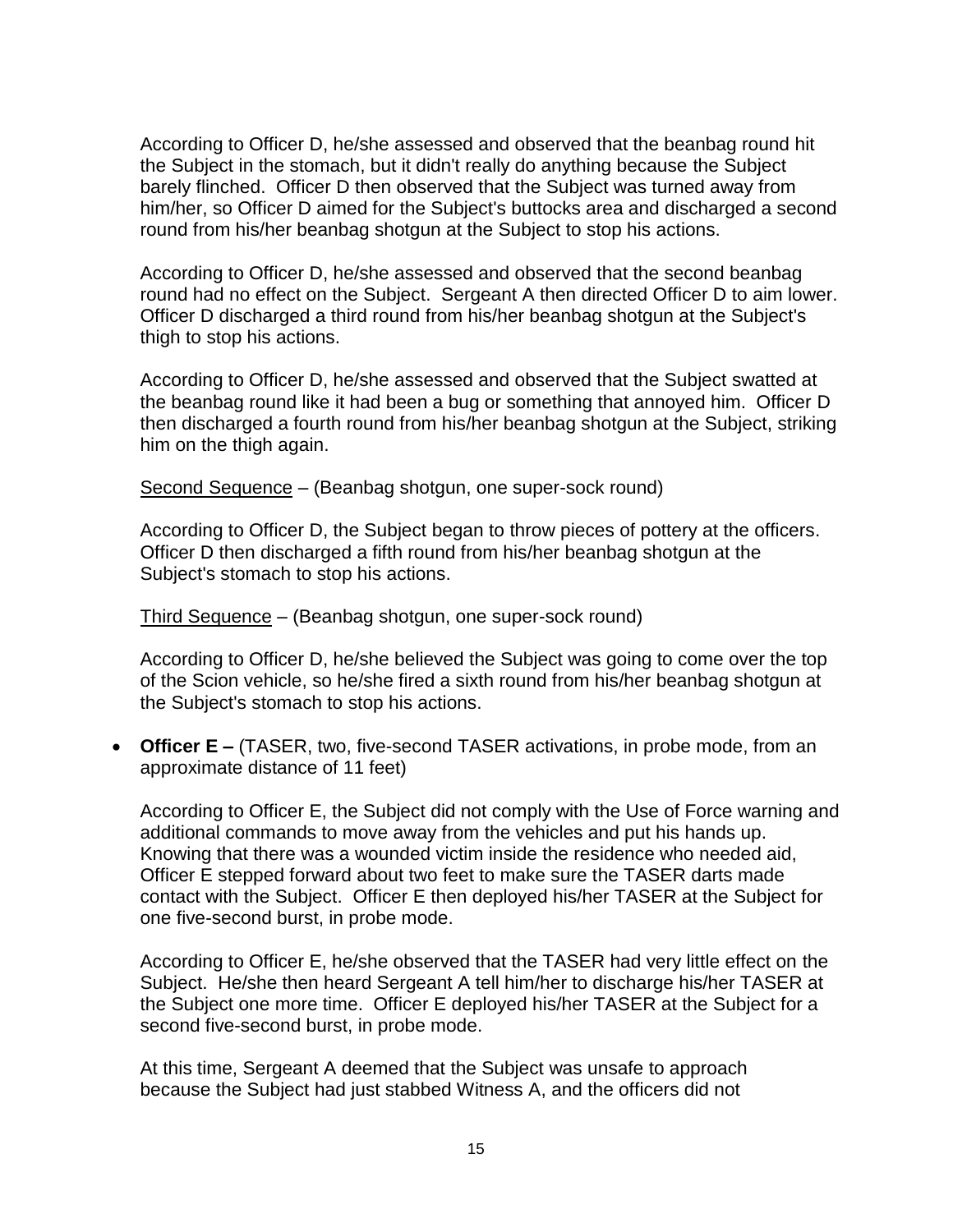According to Officer D, he/she assessed and observed that the beanbag round hit the Subject in the stomach, but it didn't really do anything because the Subject barely flinched. Officer D then observed that the Subject was turned away from him/her, so Officer D aimed for the Subject's buttocks area and discharged a second round from his/her beanbag shotgun at the Subject to stop his actions.

According to Officer D, he/she assessed and observed that the second beanbag round had no effect on the Subject. Sergeant A then directed Officer D to aim lower. Officer D discharged a third round from his/her beanbag shotgun at the Subject's thigh to stop his actions.

According to Officer D, he/she assessed and observed that the Subject swatted at the beanbag round like it had been a bug or something that annoyed him. Officer D then discharged a fourth round from his/her beanbag shotgun at the Subject, striking him on the thigh again.

Second Sequence – (Beanbag shotgun, one super-sock round)

According to Officer D, the Subject began to throw pieces of pottery at the officers. Officer D then discharged a fifth round from his/her beanbag shotgun at the Subject's stomach to stop his actions.

Third Sequence – (Beanbag shotgun, one super-sock round)

According to Officer D, he/she believed the Subject was going to come over the top of the Scion vehicle, so he/she fired a sixth round from his/her beanbag shotgun at the Subject's stomach to stop his actions.

- **Officer E –** (TASER, two, five-second TASER activations, in probe mode, from an approximate distance of 11 feet)

  According to Officer E, the Subject did not comply with the Use of Force warning and additional commands to move away from the vehicles and put his hands up. Knowing that there was a wounded victim inside the residence who needed aid, Officer E stepped forward about two feet to make sure the TASER darts made contact with the Subject. Officer E then deployed his/her TASER at the Subject for one five-second burst, in probe mode.

  According to Officer E, he/she observed that the TASER had very little effect on the Subject. He/she then heard Sergeant A tell him/her to discharge his/her TASER at the Subject one more time. Officer E deployed his/her TASER at the Subject for a second five-second burst, in probe mode.

  At this time, Sergeant A deemed that the Subject was unsafe to approach because the Subject had just stabbed Witness A, and the officers did not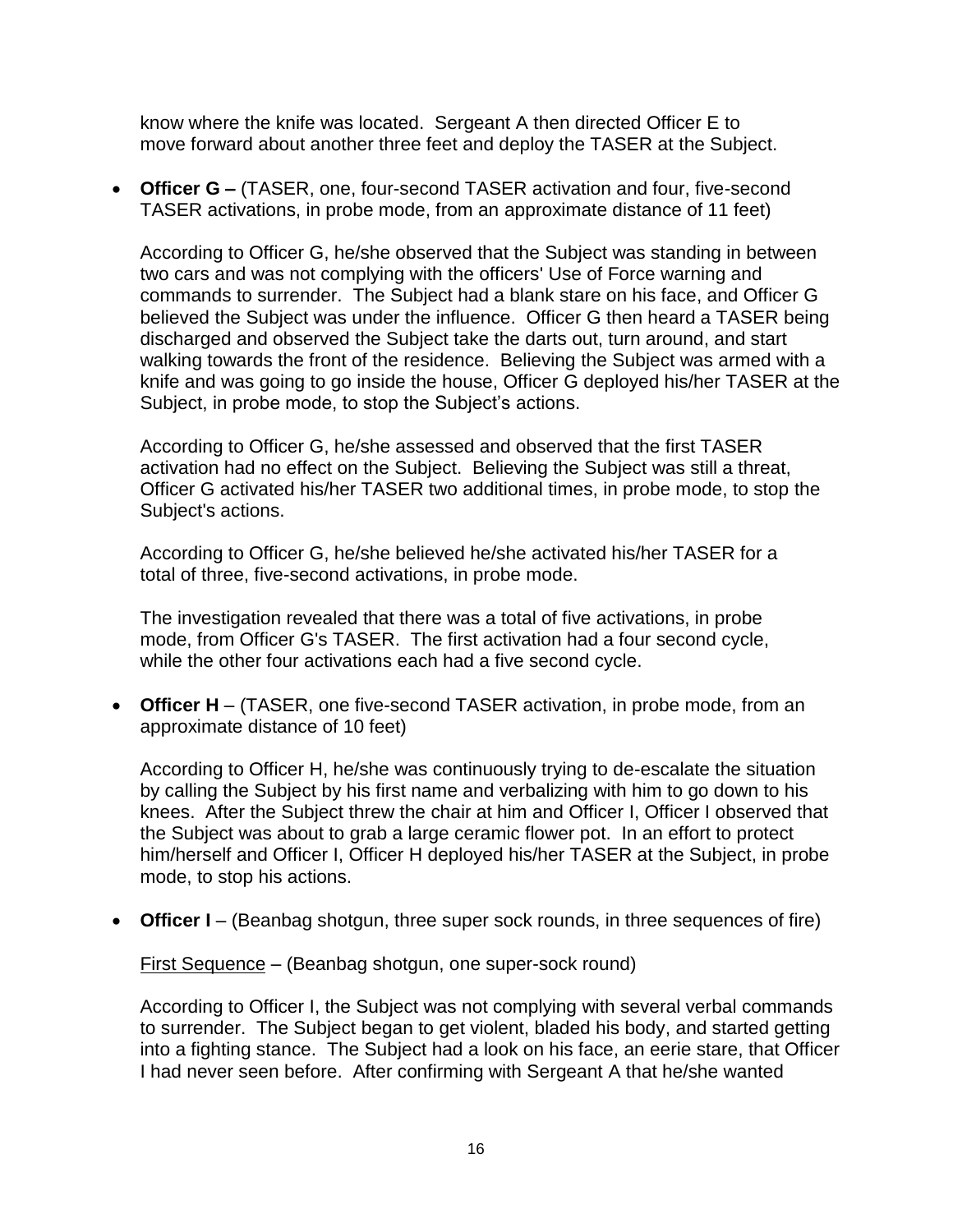know where the knife was located. Sergeant A then directed Officer E to move forward about another three feet and deploy the TASER at the Subject.

- **Officer G –** (TASER, one, four-second TASER activation and four, five-second TASER activations, in probe mode, from an approximate distance of 11 feet)

  According to Officer G, he/she observed that the Subject was standing in between two cars and was not complying with the officers' Use of Force warning and commands to surrender. The Subject had a blank stare on his face, and Officer G believed the Subject was under the influence. Officer G then heard a TASER being discharged and observed the Subject take the darts out, turn around, and start walking towards the front of the residence. Believing the Subject was armed with a knife and was going to go inside the house, Officer G deployed his/her TASER at the Subject, in probe mode, to stop the Subject's actions.

  According to Officer G, he/she assessed and observed that the first TASER activation had no effect on the Subject. Believing the Subject was still a threat, Officer G activated his/her TASER two additional times, in probe mode, to stop the Subject's actions.

  According to Officer G, he/she believed he/she activated his/her TASER for a total of three, five-second activations, in probe mode.

  The investigation revealed that there was a total of five activations, in probe mode, from Officer G's TASER. The first activation had a four second cycle, while the other four activations each had a five second cycle.

- **Officer H** – (TASER, one five-second TASER activation, in probe mode, from an approximate distance of 10 feet)

  According to Officer H, he/she was continuously trying to de-escalate the situation by calling the Subject by his first name and verbalizing with him to go down to his knees. After the Subject threw the chair at him and Officer I, Officer I observed that the Subject was about to grab a large ceramic flower pot. In an effort to protect him/herself and Officer I, Officer H deployed his/her TASER at the Subject, in probe mode, to stop his actions.

- **Officer I** – (Beanbag shotgun, three super sock rounds, in three sequences of fire)

  <u>First Sequence</u> – (Beanbag shotgun, one super-sock round)

  According to Officer I, the Subject was not complying with several verbal commands to surrender. The Subject began to get violent, bladed his body, and started getting into a fighting stance. The Subject had a look on his face, an eerie stare, that Officer I had never seen before. After confirming with Sergeant A that he/she wanted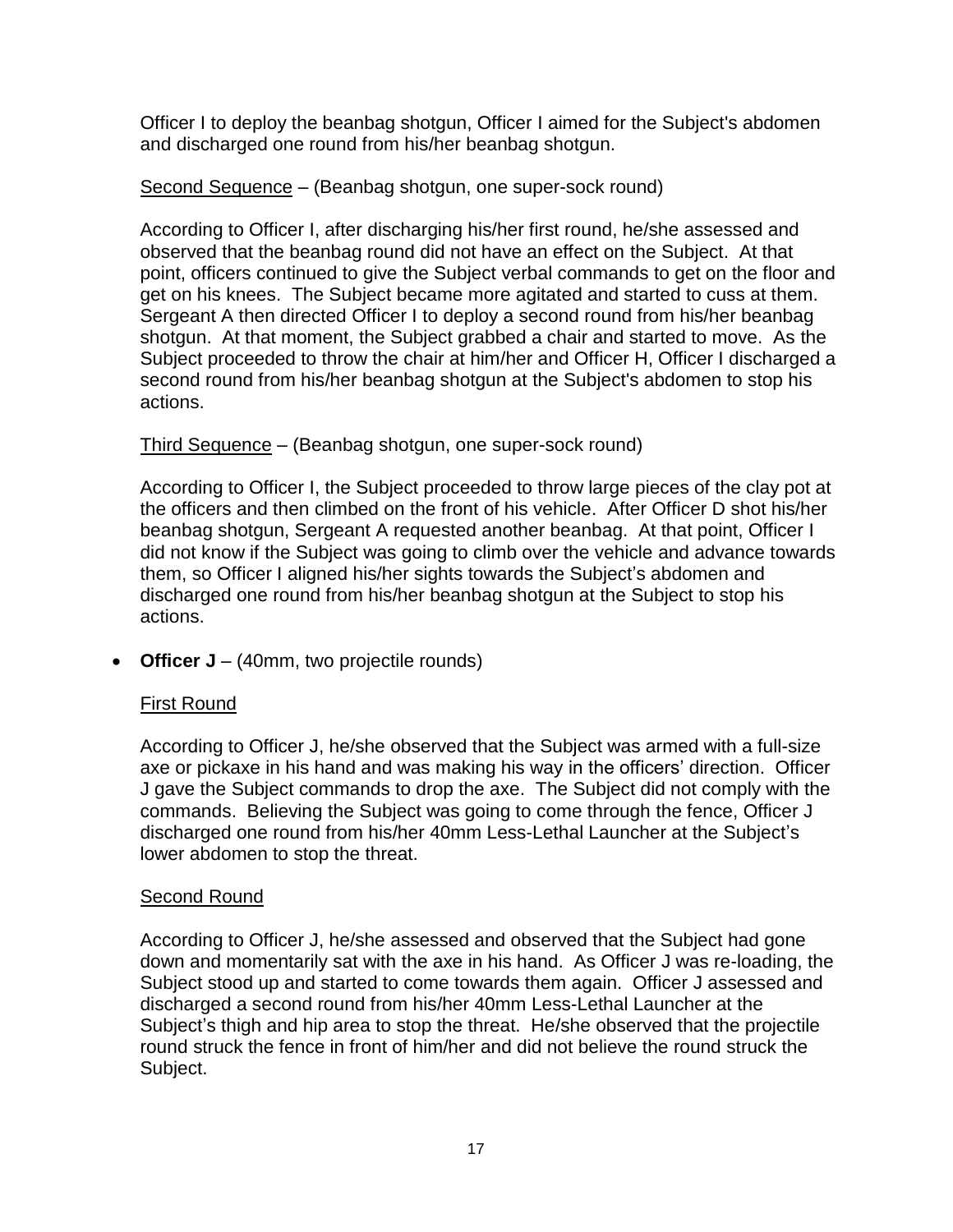Officer I to deploy the beanbag shotgun, Officer I aimed for the Subject's abdomen and discharged one round from his/her beanbag shotgun.

<u>Second Sequence</u> – (Beanbag shotgun, one super-sock round)

According to Officer I, after discharging his/her first round, he/she assessed and observed that the beanbag round did not have an effect on the Subject. At that point, officers continued to give the Subject verbal commands to get on the floor and get on his knees. The Subject became more agitated and started to cuss at them. Sergeant A then directed Officer I to deploy a second round from his/her beanbag shotgun. At that moment, the Subject grabbed a chair and started to move. As the Subject proceeded to throw the chair at him/her and Officer H, Officer I discharged a second round from his/her beanbag shotgun at the Subject's abdomen to stop his actions.

<u>Third Sequence</u> – (Beanbag shotgun, one super-sock round)

According to Officer I, the Subject proceeded to throw large pieces of the clay pot at the officers and then climbed on the front of his vehicle. After Officer D shot his/her beanbag shotgun, Sergeant A requested another beanbag. At that point, Officer I did not know if the Subject was going to climb over the vehicle and advance towards them, so Officer I aligned his/her sights towards the Subject's abdomen and discharged one round from his/her beanbag shotgun at the Subject to stop his actions.

- **Officer J** – (40mm, two projectile rounds)

  <u>First Round</u>

  According to Officer J, he/she observed that the Subject was armed with a full-size axe or pickaxe in his hand and was making his way in the officers' direction. Officer J gave the Subject commands to drop the axe. The Subject did not comply with the commands. Believing the Subject was going to come through the fence, Officer J discharged one round from his/her 40mm Less-Lethal Launcher at the Subject's lower abdomen to stop the threat.

  <u>Second Round</u>

  According to Officer J, he/she assessed and observed that the Subject had gone down and momentarily sat with the axe in his hand. As Officer J was re-loading, the Subject stood up and started to come towards them again. Officer J assessed and discharged a second round from his/her 40mm Less-Lethal Launcher at the Subject's thigh and hip area to stop the threat. He/she observed that the projectile round struck the fence in front of him/her and did not believe the round struck the Subject.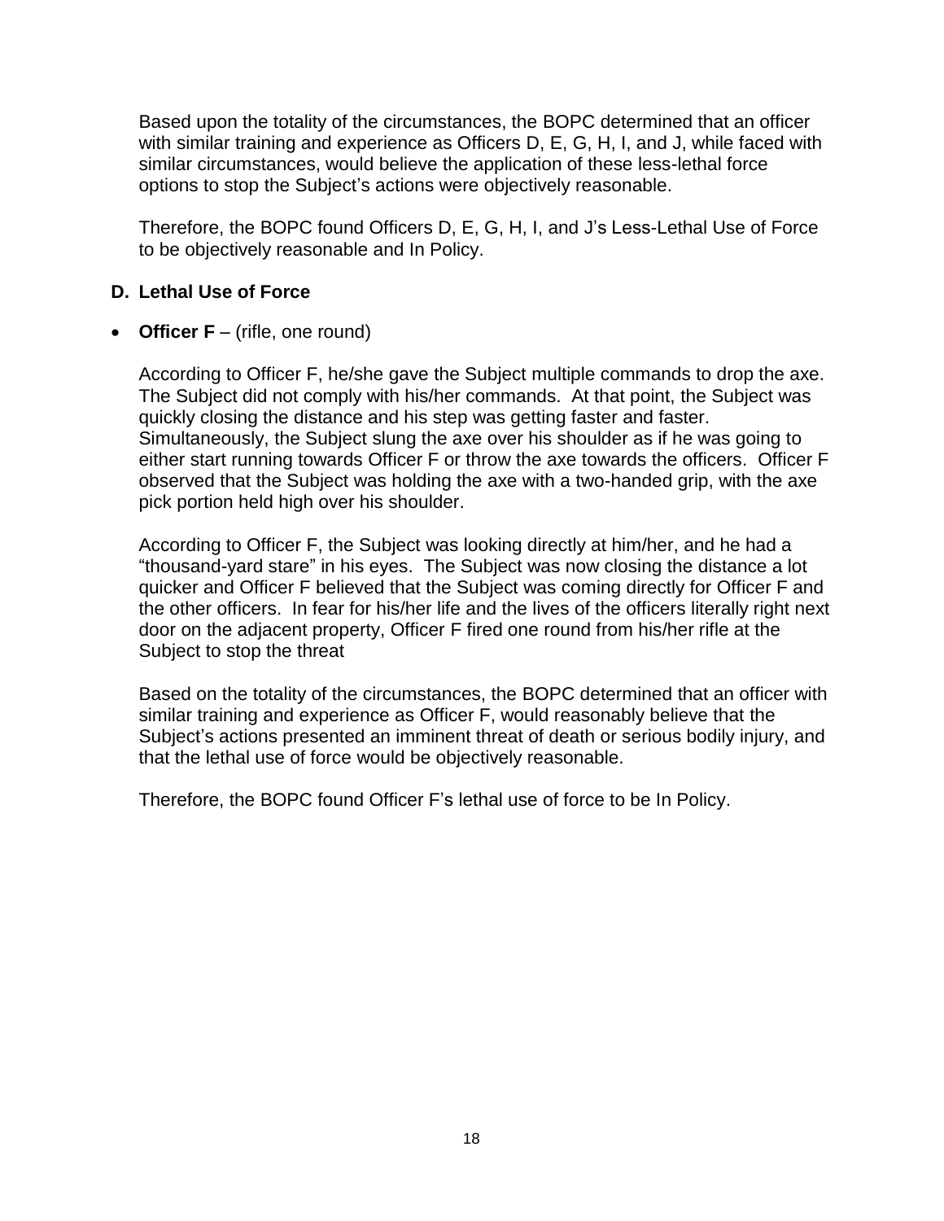Based upon the totality of the circumstances, the BOPC determined that an officer with similar training and experience as Officers D, E, G, H, I, and J, while faced with similar circumstances, would believe the application of these less-lethal force options to stop the Subject's actions were objectively reasonable.

Therefore, the BOPC found Officers D, E, G, H, I, and J's Less-Lethal Use of Force to be objectively reasonable and In Policy.

### D. Lethal Use of Force

- **Officer F** – (rifle, one round)

According to Officer F, he/she gave the Subject multiple commands to drop the axe. The Subject did not comply with his/her commands. At that point, the Subject was quickly closing the distance and his step was getting faster and faster. Simultaneously, the Subject slung the axe over his shoulder as if he was going to either start running towards Officer F or throw the axe towards the officers. Officer F observed that the Subject was holding the axe with a two-handed grip, with the axe pick portion held high over his shoulder.

According to Officer F, the Subject was looking directly at him/her, and he had a "thousand-yard stare" in his eyes. The Subject was now closing the distance a lot quicker and Officer F believed that the Subject was coming directly for Officer F and the other officers. In fear for his/her life and the lives of the officers literally right next door on the adjacent property, Officer F fired one round from his/her rifle at the Subject to stop the threat

Based on the totality of the circumstances, the BOPC determined that an officer with similar training and experience as Officer F, would reasonably believe that the Subject's actions presented an imminent threat of death or serious bodily injury, and that the lethal use of force would be objectively reasonable.

Therefore, the BOPC found Officer F's lethal use of force to be In Policy.